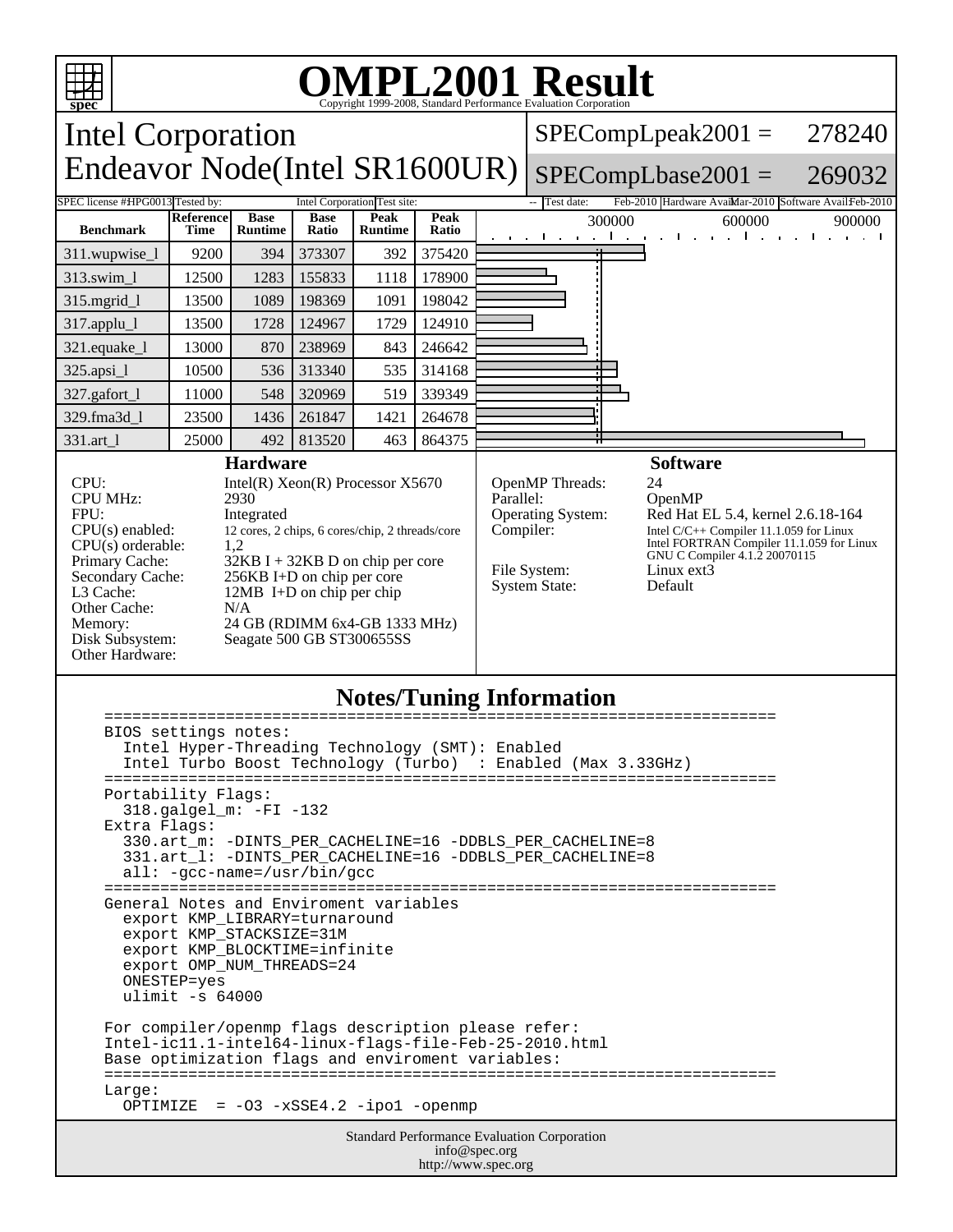# OMPL2001 Result

Copyright 1999-2008, Standard Performance Evaluation Corporation

## Intel Corporation
## Endeavor Node(Intel SR1600UR)

SPECompLpeak2001 = 278240

SPECompLbase2001 = 269032

SPEC license #:HPG0013 Tested by: Intel Corporation Test site: -- Test date: Feb-2010 Hardware Avail: Mar-2010 Software Avail: Feb-2010

| Benchmark | Reference Time | Base Runtime | Base Ratio | Peak Runtime | Peak Ratio |
|---|---|---|---|---|---|
| 311.wupwise_l | 9200 | 394 | 373307 | 392 | 375420 |
| 313.swim_l | 12500 | 1283 | 155833 | 1118 | 178900 |
| 315.mgrid_l | 13500 | 1089 | 198369 | 1091 | 198042 |
| 317.applu_l | 13500 | 1728 | 124967 | 1729 | 124910 |
| 321.equake_l | 13000 | 870 | 238969 | 843 | 246642 |
| 325.apsi_l | 10500 | 536 | 313340 | 535 | 314168 |
| 327.gafort_l | 11000 | 548 | 320969 | 519 | 339349 |
| 329.fma3d_l | 23500 | 1436 | 261847 | 1421 | 264678 |
| 331.art_l | 25000 | 492 | 813520 | 463 | 864375 |

### Hardware

| | |
|---|---|
| CPU: | Intel(R) Xeon(R) Processor X5670 |
| CPU MHz: | 2930 |
| FPU: | Integrated |
| CPU(s) enabled: | 12 cores, 2 chips, 6 cores/chip, 2 threads/core |
| CPU(s) orderable: | 1,2 |
| Primary Cache: | 32KB I + 32KB D on chip per core |
| Secondary Cache: | 256KB I+D on chip per core |
| L3 Cache: | 12MB I+D on chip per chip |
| Other Cache: | N/A |
| Memory: | 24 GB (RDIMM 6x4-GB 1333 MHz) |
| Disk Subsystem: | Seagate 500 GB ST300655SS |
| Other Hardware: | |

### Software

| | |
|---|---|
| OpenMP Threads: | 24 |
| Parallel: | OpenMP |
| Operating System: | Red Hat EL 5.4, kernel 2.6.18-164 |
| Compiler: | Intel C/C++ Compiler 11.1.059 for Linux<br>Intel FORTRAN Compiler 11.1.059 for Linux<br>GNU C Compiler 4.1.2 20070115 |
| File System: | Linux ext3 |
| System State: | Default |

### Notes/Tuning Information

```
========================================================================
BIOS settings notes:
  Intel Hyper-Threading Technology (SMT): Enabled
  Intel Turbo Boost Technology (Turbo)  : Enabled (Max 3.33GHz)
========================================================================
Portability Flags:
  318.galgel_m: -FI -132
Extra Flags:
  330.art_m: -DINTS_PER_CACHELINE=16 -DDBLS_PER_CACHELINE=8
  331.art_l: -DINTS_PER_CACHELINE=16 -DDBLS_PER_CACHELINE=8
  all: -gcc-name=/usr/bin/gcc
========================================================================
General Notes and Enviroment variables
  export KMP_LIBRARY=turnaround
  export KMP_STACKSIZE=31M
  export KMP_BLOCKTIME=infinite
  export OMP_NUM_THREADS=24
  ONESTEP=yes
  ulimit -s 64000

For compiler/openmp flags description please refer:
Intel-ic11.1-intel64-linux-flags-file-Feb-25-2010.html
Base optimization flags and enviroment variables:
========================================================================
Large:
  OPTIMIZE  = -O3 -xSSE4.2 -ipo1 -openmp
```

Standard Performance Evaluation Corporation
info@spec.org
http://www.spec.org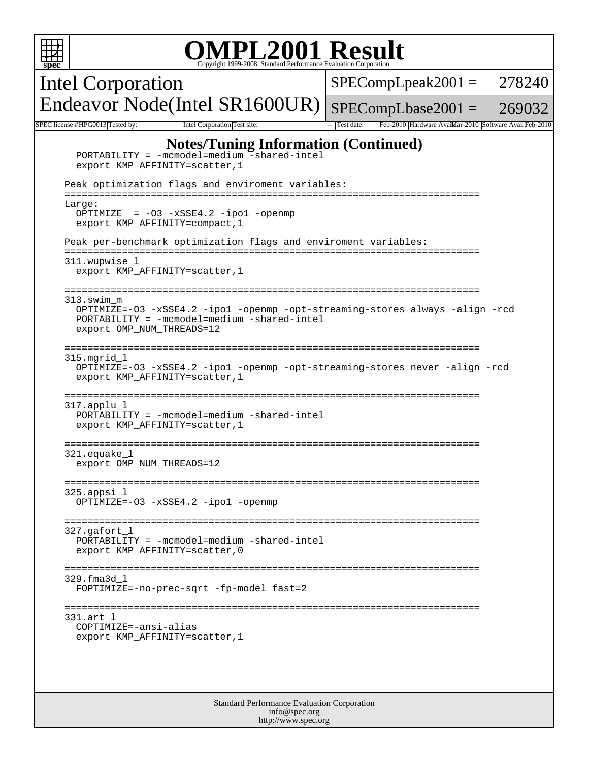# OMPL2001 Result

Copyright 1999-2008, Standard Performance Evaluation Corporation

## Intel Corporation
## Endeavor Node(Intel SR1600UR)

SPECompLpeak2001 = 278240

SPECompLbase2001 = 269032

SPEC license #:HPG0013 | Tested by: Intel Corporation | Test site: -- | Test date: Feb-2010 | Hardware Avail: Mar-2010 | Software Avail: Feb-2010

### Notes/Tuning Information (Continued)

```
    PORTABILITY = -mcmodel=medium -shared-intel
    export KMP_AFFINITY=scatter,1

  Peak optimization flags and enviroment variables:
  ========================================================================
  Large:
    OPTIMIZE  = -O3 -xSSE4.2 -ipo1 -openmp
    export KMP_AFFINITY=compact,1

  Peak per-benchmark optimization flags and enviroment variables:
  ========================================================================
  311.wupwise_l
    export KMP_AFFINITY=scatter,1

  ========================================================================
  313.swim_m
    OPTIMIZE=-O3 -xSSE4.2 -ipo1 -openmp -opt-streaming-stores always -align -rcd
    PORTABILITY = -mcmodel=medium -shared-intel
    export OMP_NUM_THREADS=12

  ========================================================================
  315.mgrid_l
    OPTIMIZE=-O3 -xSSE4.2 -ipo1 -openmp -opt-streaming-stores never -align -rcd
    export KMP_AFFINITY=scatter,1

  ========================================================================
  317.applu_l
    PORTABILITY = -mcmodel=medium -shared-intel
    export KMP_AFFINITY=scatter,1

  ========================================================================
  321.equake_l
    export OMP_NUM_THREADS=12

  ========================================================================
  325.appsi_l
    OPTIMIZE=-O3 -xSSE4.2 -ipo1 -openmp

  ========================================================================
  327.gafort_l
    PORTABILITY = -mcmodel=medium -shared-intel
    export KMP_AFFINITY=scatter,0

  ========================================================================
  329.fma3d_l
    FOPTIMIZE=-no-prec-sqrt -fp-model fast=2

  ========================================================================
  331.art_l
    COPTIMIZE=-ansi-alias
    export KMP_AFFINITY=scatter,1
```

Standard Performance Evaluation Corporation
info@spec.org
http://www.spec.org